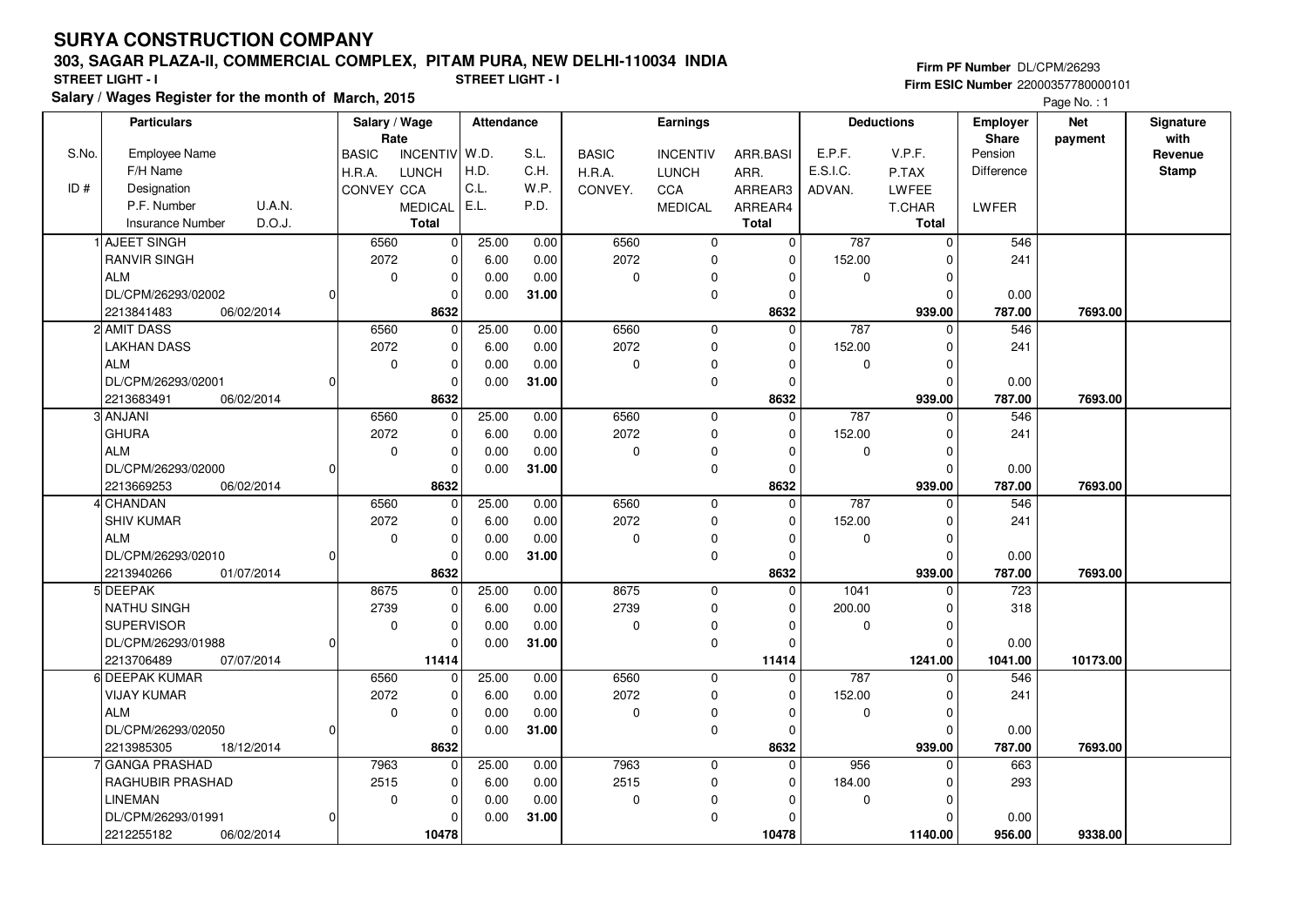# SURYA CONSTRUCTION COMPANY

## 303, SAGAR PLAZA-II, COMMERCIAL COMPLEX, PITAM PURA, NEW DELHI-110034 INDIA

**STREET LIGHT - I**　　　　**STREET LIGHT - I**

**Salary / Wages Register for the month of March, 2015**

**Firm PF Number** DL/CPM/26293
**Firm ESIC Number** 22000357780000101

Page No. : 1

| S.No. / ID # | Particulars: Employee Name / F/H Name / Designation / P.F. Number, U.A.N. / Insurance Number, D.O.J. | Salary / Wage Rate: BASIC / H.R.A. / CONVEY | Salary / Wage Rate: INCENTIV / LUNCH / CCA / MEDICAL / Total | Attendance: W.D. / H.D. / C.L. / E.L. | Attendance: S.L. / C.H. / W.P. / P.D. | Earnings: BASIC / H.R.A. / CONVEY. | Earnings: INCENTIV / LUNCH / CCA / MEDICAL | Earnings: ARR.BASI / ARR. / ARREAR3 / ARREAR4 / Total | Deductions: E.P.F. / E.S.I.C. / ADVAN. | Deductions: V.P.F. / P.TAX / LWFEE / T.CHAR / Total | Employer Share: Pension / Difference / LWFER | Net payment | Signature with Revenue Stamp |
|---|---|---|---|---|---|---|---|---|---|---|---|---|---|
| 1 | AJEET SINGH / RANVIR SINGH / ALM / DL/CPM/26293/02002, 0 / 2213841483, 06/02/2014 | 6560 / 2072 / 0 | 0 / 0 / 0 / 0 / **8632** | 25.00 / 6.00 / 0.00 / 0.00 | 0.00 / 0.00 / 0.00 / **31.00** | 6560 / 2072 / 0 | 0 / 0 / 0 / 0 | 0 / 0 / 0 / 0 / **8632** | 787 / 152.00 / 0 | 0 / 0 / 0 / 0 / **939.00** | 546 / 241 / 0.00 / **787.00** | **7693.00** | |
| 2 | AMIT DASS / LAKHAN DASS / ALM / DL/CPM/26293/02001, 0 / 2213683491, 06/02/2014 | 6560 / 2072 / 0 | 0 / 0 / 0 / 0 / **8632** | 25.00 / 6.00 / 0.00 / 0.00 | 0.00 / 0.00 / 0.00 / **31.00** | 6560 / 2072 / 0 | 0 / 0 / 0 / 0 | 0 / 0 / 0 / 0 / **8632** | 787 / 152.00 / 0 | 0 / 0 / 0 / 0 / **939.00** | 546 / 241 / 0.00 / **787.00** | **7693.00** | |
| 3 | ANJANI / GHURA / ALM / DL/CPM/26293/02000, 0 / 2213669253, 06/02/2014 | 6560 / 2072 / 0 | 0 / 0 / 0 / 0 / **8632** | 25.00 / 6.00 / 0.00 / 0.00 | 0.00 / 0.00 / 0.00 / **31.00** | 6560 / 2072 / 0 | 0 / 0 / 0 / 0 | 0 / 0 / 0 / 0 / **8632** | 787 / 152.00 / 0 | 0 / 0 / 0 / 0 / **939.00** | 546 / 241 / 0.00 / **787.00** | **7693.00** | |
| 4 | CHANDAN / SHIV KUMAR / ALM / DL/CPM/26293/02010, 0 / 2213940266, 01/07/2014 | 6560 / 2072 / 0 | 0 / 0 / 0 / 0 / **8632** | 25.00 / 6.00 / 0.00 / 0.00 | 0.00 / 0.00 / 0.00 / **31.00** | 6560 / 2072 / 0 | 0 / 0 / 0 / 0 | 0 / 0 / 0 / 0 / **8632** | 787 / 152.00 / 0 | 0 / 0 / 0 / 0 / **939.00** | 546 / 241 / 0.00 / **787.00** | **7693.00** | |
| 5 | DEEPAK / NATHU SINGH / SUPERVISOR / DL/CPM/26293/01988, 0 / 2213706489, 07/07/2014 | 8675 / 2739 / 0 | 0 / 0 / 0 / 0 / **11414** | 25.00 / 6.00 / 0.00 / 0.00 | 0.00 / 0.00 / 0.00 / **31.00** | 8675 / 2739 / 0 | 0 / 0 / 0 / 0 | 0 / 0 / 0 / 0 / **11414** | 1041 / 200.00 / 0 | 0 / 0 / 0 / 0 / **1241.00** | 723 / 318 / 0.00 / **1041.00** | **10173.00** | |
| 6 | DEEPAK KUMAR / VIJAY KUMAR / ALM / DL/CPM/26293/02050, 0 / 2213985305, 18/12/2014 | 6560 / 2072 / 0 | 0 / 0 / 0 / 0 / **8632** | 25.00 / 6.00 / 0.00 / 0.00 | 0.00 / 0.00 / 0.00 / **31.00** | 6560 / 2072 / 0 | 0 / 0 / 0 / 0 | 0 / 0 / 0 / 0 / **8632** | 787 / 152.00 / 0 | 0 / 0 / 0 / 0 / **939.00** | 546 / 241 / 0.00 / **787.00** | **7693.00** | |
| 7 | GANGA PRASHAD / RAGHUBIR PRASHAD / LINEMAN / DL/CPM/26293/01991, 0 / 2212255182, 06/02/2014 | 7963 / 2515 / 0 | 0 / 0 / 0 / 0 / **10478** | 25.00 / 6.00 / 0.00 / 0.00 | 0.00 / 0.00 / 0.00 / **31.00** | 7963 / 2515 / 0 | 0 / 0 / 0 / 0 | 0 / 0 / 0 / 0 / **10478** | 956 / 184.00 / 0 | 0 / 0 / 0 / 0 / **1140.00** | 663 / 293 / 0.00 / **956.00** | **9338.00** | |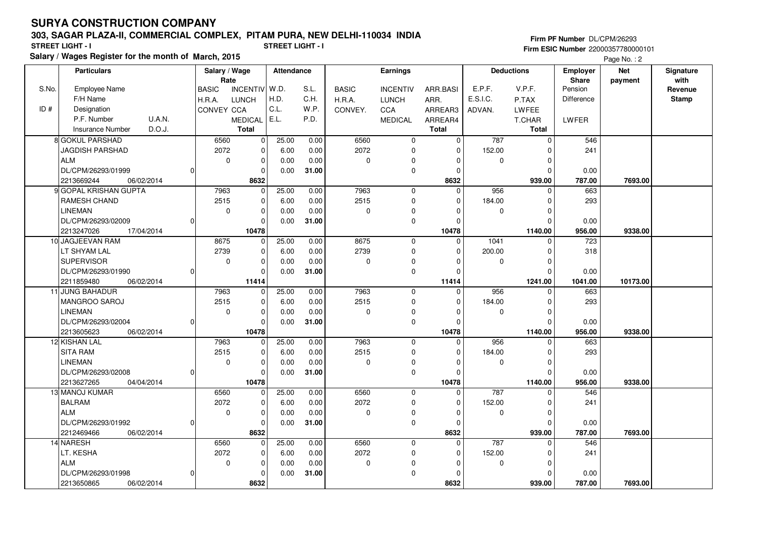# SURYA CONSTRUCTION COMPANY

## 303, SAGAR PLAZA-II, COMMERCIAL COMPLEX, PITAM PURA, NEW DELHI-110034 INDIA

**STREET LIGHT - I** **STREET LIGHT - I**

**Salary / Wages Register for the month of March, 2015**

**Firm PF Number** DL/CPM/26293
**Firm ESIC Number** 22000357780000101

| S.No. / ID # | Particulars: Employee Name / F/H Name / Designation / P.F. Number U.A.N. / Insurance Number D.O.J. | Salary / Wage Rate: BASIC / H.R.A. / CONVEY | INCENTIV / LUNCH / CCA / MEDICAL / Total | Attendance: W.D. / H.D. / C.L. / E.L. | S.L. / C.H. / W.P. / P.D. | Earnings: BASIC / H.R.A. / CONVEY. | INCENTIV / LUNCH / CCA / MEDICAL | ARR.BASI / ARR. / ARREAR3 / ARREAR4 / Total | Deductions: E.P.F. / E.S.I.C. / ADVAN. | V.P.F. / P.TAX / LWFEE / T.CHAR / Total | Employer Share: Pension / Difference / LWFER | Net payment | Signature with Revenue Stamp |
|---|---|---|---|---|---|---|---|---|---|---|---|---|---|
| 8 | GOKUL PARSHAD | 6560 | 0 | 25.00 | 0.00 | 6560 | 0 | 0 | 787 | 0 | 546 | | |
| | JAGDISH PARSHAD | 2072 | 0 | 6.00 | 0.00 | 2072 | 0 | 0 | 152.00 | 0 | 241 | | |
| | ALM | 0 | 0 | 0.00 | 0.00 | 0 | 0 | 0 | 0 | 0 | | | |
| | DL/CPM/26293/01999 0 | | 0 | 0.00 | 31.00 | | 0 | 0 | | 0 | 0.00 | | |
| | 2213669244 06/02/2014 | | 8632 | | | | | 8632 | | 939.00 | 787.00 | 7693.00 | |
| 9 | GOPAL KRISHAN GUPTA | 7963 | 0 | 25.00 | 0.00 | 7963 | 0 | 0 | 956 | 0 | 663 | | |
| | RAMESH CHAND | 2515 | 0 | 6.00 | 0.00 | 2515 | 0 | 0 | 184.00 | 0 | 293 | | |
| | LINEMAN | 0 | 0 | 0.00 | 0.00 | 0 | 0 | 0 | 0 | 0 | | | |
| | DL/CPM/26293/02009 0 | | 0 | 0.00 | 31.00 | | 0 | 0 | | 0 | 0.00 | | |
| | 2213247026 17/04/2014 | | 10478 | | | | | 10478 | | 1140.00 | 956.00 | 9338.00 | |
| 10 | JAGJEEVAN RAM | 8675 | 0 | 25.00 | 0.00 | 8675 | 0 | 0 | 1041 | 0 | 723 | | |
| | LT SHYAM LAL | 2739 | 0 | 6.00 | 0.00 | 2739 | 0 | 0 | 200.00 | 0 | 318 | | |
| | SUPERVISOR | 0 | 0 | 0.00 | 0.00 | 0 | 0 | 0 | 0 | 0 | | | |
| | DL/CPM/26293/01990 0 | | 0 | 0.00 | 31.00 | | 0 | 0 | | 0 | 0.00 | | |
| | 2211859480 06/02/2014 | | 11414 | | | | | 11414 | | 1241.00 | 1041.00 | 10173.00 | |
| 11 | JUNG BAHADUR | 7963 | 0 | 25.00 | 0.00 | 7963 | 0 | 0 | 956 | 0 | 663 | | |
| | MANGROO SAROJ | 2515 | 0 | 6.00 | 0.00 | 2515 | 0 | 0 | 184.00 | 0 | 293 | | |
| | LINEMAN | 0 | 0 | 0.00 | 0.00 | 0 | 0 | 0 | 0 | 0 | | | |
| | DL/CPM/26293/02004 0 | | 0 | 0.00 | 31.00 | | 0 | 0 | | 0 | 0.00 | | |
| | 2213605623 06/02/2014 | | 10478 | | | | | 10478 | | 1140.00 | 956.00 | 9338.00 | |
| 12 | KISHAN LAL | 7963 | 0 | 25.00 | 0.00 | 7963 | 0 | 0 | 956 | 0 | 663 | | |
| | SITA RAM | 2515 | 0 | 6.00 | 0.00 | 2515 | 0 | 0 | 184.00 | 0 | 293 | | |
| | LINEMAN | 0 | 0 | 0.00 | 0.00 | 0 | 0 | 0 | 0 | 0 | | | |
| | DL/CPM/26293/02008 0 | | 0 | 0.00 | 31.00 | | 0 | 0 | | 0 | 0.00 | | |
| | 2213627265 04/04/2014 | | 10478 | | | | | 10478 | | 1140.00 | 956.00 | 9338.00 | |
| 13 | MANOJ KUMAR | 6560 | 0 | 25.00 | 0.00 | 6560 | 0 | 0 | 787 | 0 | 546 | | |
| | BALRAM | 2072 | 0 | 6.00 | 0.00 | 2072 | 0 | 0 | 152.00 | 0 | 241 | | |
| | ALM | 0 | 0 | 0.00 | 0.00 | 0 | 0 | 0 | 0 | 0 | | | |
| | DL/CPM/26293/01992 0 | | 0 | 0.00 | 31.00 | | 0 | 0 | | 0 | 0.00 | | |
| | 2212469466 06/02/2014 | | 8632 | | | | | 8632 | | 939.00 | 787.00 | 7693.00 | |
| 14 | NARESH | 6560 | 0 | 25.00 | 0.00 | 6560 | 0 | 0 | 787 | 0 | 546 | | |
| | LT. KESHA | 2072 | 0 | 6.00 | 0.00 | 2072 | 0 | 0 | 152.00 | 0 | 241 | | |
| | ALM | 0 | 0 | 0.00 | 0.00 | 0 | 0 | 0 | 0 | 0 | | | |
| | DL/CPM/26293/01998 0 | | 0 | 0.00 | 31.00 | | 0 | 0 | | 0 | 0.00 | | |
| | 2213650865 06/02/2014 | | 8632 | | | | | 8632 | | 939.00 | 787.00 | 7693.00 | |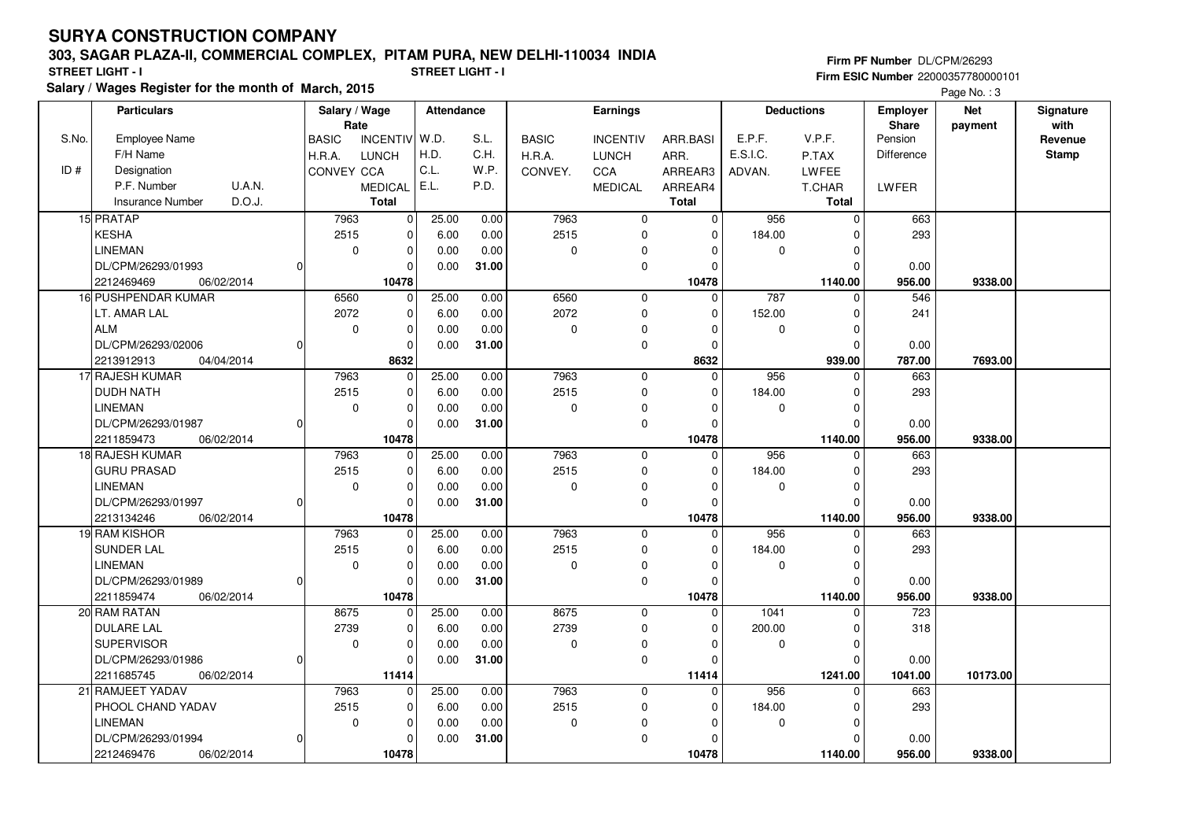# SURYA CONSTRUCTION COMPANY

## 303, SAGAR PLAZA-II, COMMERCIAL COMPLEX, PITAM PURA, NEW DELHI-110034 INDIA

**STREET LIGHT - I** **STREET LIGHT - I**

**Salary / Wages Register for the month of March, 2015**

**Firm PF Number** DL/CPM/26293
**Firm ESIC Number** 22000357780000101

Page No. : 3

| S.No. / ID # | Particulars: Employee Name / F/H Name / Designation / P.F. Number U.A.N. / Insurance Number D.O.J. | Salary / Wage Rate: BASIC / H.R.A. / CONVEY | INCENTIV / LUNCH / CCA / MEDICAL / Total | Attendance: W.D. / H.D. / C.L. / E.L. | S.L. / C.H. / W.P. / P.D. | Earnings: BASIC / H.R.A. / CONVEY. | INCENTIV / LUNCH / CCA / MEDICAL | ARR.BASI / ARR. / ARREAR3 / ARREAR4 / Total | Deductions: E.P.F. / E.S.I.C. / ADVAN. | V.P.F. / P.TAX / LWFEE / T.CHAR / Total | Employer Share: Pension / Difference / LWFER | Net payment | Signature with Revenue Stamp |
|---|---|---|---|---|---|---|---|---|---|---|---|---|---|
| 15 | PRATAP<br>KESHA<br>LINEMAN<br>DL/CPM/26293/01993 0<br>2212469469 06/02/2014 | 7963<br>2515<br>0 | 0<br>0<br>0<br>0<br>10478 | 25.00<br>6.00<br>0.00<br>0.00 | 0.00<br>0.00<br>0.00<br>31.00 | 7963<br>2515<br>0 | 0<br>0<br>0<br>0 | 0<br>0<br>0<br>0<br>10478 | 956<br>184.00<br>0 | 0<br>0<br>0<br>0<br>1140.00 | 663<br>293<br>0.00<br>956.00 | 9338.00 | |
| 16 | PUSHPENDAR KUMAR<br>LT. AMAR LAL<br>ALM<br>DL/CPM/26293/02006 0<br>2213912913 04/04/2014 | 6560<br>2072<br>0 | 0<br>0<br>0<br>0<br>8632 | 25.00<br>6.00<br>0.00<br>0.00 | 0.00<br>0.00<br>0.00<br>31.00 | 6560<br>2072<br>0 | 0<br>0<br>0<br>0 | 0<br>0<br>0<br>0<br>8632 | 787<br>152.00<br>0 | 0<br>0<br>0<br>0<br>939.00 | 546<br>241<br>0.00<br>787.00 | 7693.00 | |
| 17 | RAJESH KUMAR<br>DUDH NATH<br>LINEMAN<br>DL/CPM/26293/01987 0<br>2211859473 06/02/2014 | 7963<br>2515<br>0 | 0<br>0<br>0<br>0<br>10478 | 25.00<br>6.00<br>0.00<br>0.00 | 0.00<br>0.00<br>0.00<br>31.00 | 7963<br>2515<br>0 | 0<br>0<br>0<br>0 | 0<br>0<br>0<br>0<br>10478 | 956<br>184.00<br>0 | 0<br>0<br>0<br>0<br>1140.00 | 663<br>293<br>0.00<br>956.00 | 9338.00 | |
| 18 | RAJESH KUMAR<br>GURU PRASAD<br>LINEMAN<br>DL/CPM/26293/01997 0<br>2213134246 06/02/2014 | 7963<br>2515<br>0 | 0<br>0<br>0<br>0<br>10478 | 25.00<br>6.00<br>0.00<br>0.00 | 0.00<br>0.00<br>0.00<br>31.00 | 7963<br>2515<br>0 | 0<br>0<br>0<br>0 | 0<br>0<br>0<br>0<br>10478 | 956<br>184.00<br>0 | 0<br>0<br>0<br>0<br>1140.00 | 663<br>293<br>0.00<br>956.00 | 9338.00 | |
| 19 | RAM KISHOR<br>SUNDER LAL<br>LINEMAN<br>DL/CPM/26293/01989 0<br>2211859474 06/02/2014 | 7963<br>2515<br>0 | 0<br>0<br>0<br>0<br>10478 | 25.00<br>6.00<br>0.00<br>0.00 | 0.00<br>0.00<br>0.00<br>31.00 | 7963<br>2515<br>0 | 0<br>0<br>0<br>0 | 0<br>0<br>0<br>0<br>10478 | 956<br>184.00<br>0 | 0<br>0<br>0<br>0<br>1140.00 | 663<br>293<br>0.00<br>956.00 | 9338.00 | |
| 20 | RAM RATAN<br>DULARE LAL<br>SUPERVISOR<br>DL/CPM/26293/01986 0<br>2211685745 06/02/2014 | 8675<br>2739<br>0 | 0<br>0<br>0<br>0<br>11414 | 25.00<br>6.00<br>0.00<br>0.00 | 0.00<br>0.00<br>0.00<br>31.00 | 8675<br>2739<br>0 | 0<br>0<br>0<br>0 | 0<br>0<br>0<br>0<br>11414 | 1041<br>200.00<br>0 | 0<br>0<br>0<br>0<br>1241.00 | 723<br>318<br>0.00<br>1041.00 | 10173.00 | |
| 21 | RAMJEET YADAV<br>PHOOL CHAND YADAV<br>LINEMAN<br>DL/CPM/26293/01994 0<br>2212469476 06/02/2014 | 7963<br>2515<br>0 | 0<br>0<br>0<br>0<br>10478 | 25.00<br>6.00<br>0.00<br>0.00 | 0.00<br>0.00<br>0.00<br>31.00 | 7963<br>2515<br>0 | 0<br>0<br>0<br>0 | 0<br>0<br>0<br>0<br>10478 | 956<br>184.00<br>0 | 0<br>0<br>0<br>0<br>1140.00 | 663<br>293<br>0.00<br>956.00 | 9338.00 | |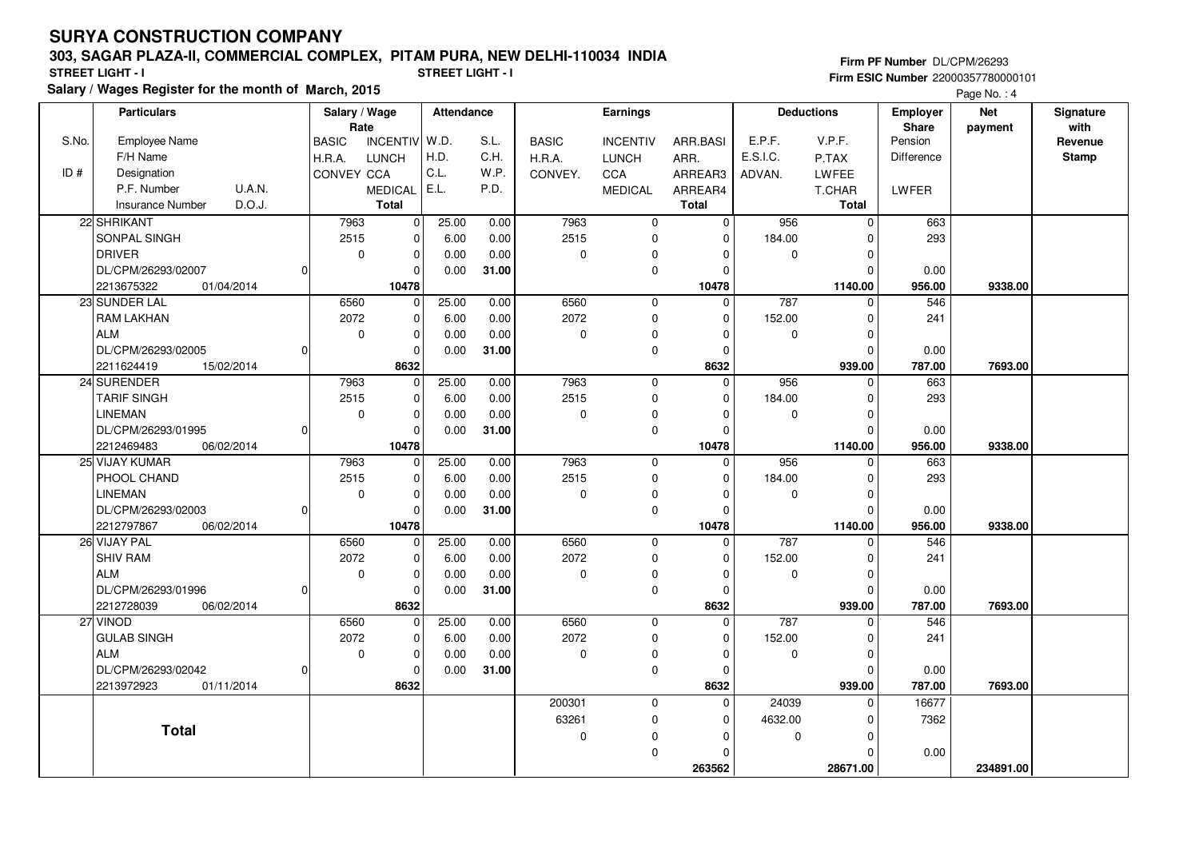# SURYA CONSTRUCTION COMPANY

**303, SAGAR PLAZA-II, COMMERCIAL COMPLEX, PITAM PURA, NEW DELHI-110034 INDIA**

**STREET LIGHT - I** **STREET LIGHT - I**

**Salary / Wages Register for the month of March, 2015**

**Firm PF Number** DL/CPM/26293

**Firm ESIC Number** 22000357780000101

Page No. : 4

| S.No. / ID # | Particulars: Employee Name / F/H Name / Designation / P.F. Number U.A.N. / Insurance Number D.O.J. | Salary / Wage Rate: BASIC / H.R.A. / CONVEY | INCENTIV / LUNCH / CCA / MEDICAL / Total | Attendance: W.D. / H.D. / C.L. / E.L. | S.L. / C.H. / W.P. / P.D. | Earnings: BASIC / H.R.A. / CONVEY. | INCENTIV / LUNCH / CCA / MEDICAL | ARR.BASI / ARR. / ARREAR3 / ARREAR4 / Total | Deductions: E.P.F. / E.S.I.C. / ADVAN. | V.P.F. / P.TAX / LWFEE / T.CHAR / Total | Employer Share: Pension / Difference / LWFER | Net payment | Signature with Revenue Stamp |
|---|---|---|---|---|---|---|---|---|---|---|---|---|---|
| 22 | SHRIKANT | 7963 | 0 | 25.00 | 0.00 | 7963 | 0 | 0 | 956 | 0 | 663 | | |
| | SONPAL SINGH | 2515 | 0 | 6.00 | 0.00 | 2515 | 0 | 0 | 184.00 | 0 | 293 | | |
| | DRIVER | 0 | 0 | 0.00 | 0.00 | 0 | 0 | 0 | 0 | 0 | | | |
| | DL/CPM/26293/02007 0 | | 0 | 0.00 | 31.00 | | 0 | 0 | | 0 | 0.00 | | |
| | 2213675322 01/04/2014 | | 10478 | | | | | 10478 | | 1140.00 | 956.00 | 9338.00 | |
| 23 | SUNDER LAL | 6560 | 0 | 25.00 | 0.00 | 6560 | 0 | 0 | 787 | 0 | 546 | | |
| | RAM LAKHAN | 2072 | 0 | 6.00 | 0.00 | 2072 | 0 | 0 | 152.00 | 0 | 241 | | |
| | ALM | 0 | 0 | 0.00 | 0.00 | 0 | 0 | 0 | 0 | 0 | | | |
| | DL/CPM/26293/02005 0 | | 0 | 0.00 | 31.00 | | 0 | 0 | | 0 | 0.00 | | |
| | 2211624419 15/02/2014 | | 8632 | | | | | 8632 | | 939.00 | 787.00 | 7693.00 | |
| 24 | SURENDER | 7963 | 0 | 25.00 | 0.00 | 7963 | 0 | 0 | 956 | 0 | 663 | | |
| | TARIF SINGH | 2515 | 0 | 6.00 | 0.00 | 2515 | 0 | 0 | 184.00 | 0 | 293 | | |
| | LINEMAN | 0 | 0 | 0.00 | 0.00 | 0 | 0 | 0 | 0 | 0 | | | |
| | DL/CPM/26293/01995 0 | | 0 | 0.00 | 31.00 | | 0 | 0 | | 0 | 0.00 | | |
| | 2212469483 06/02/2014 | | 10478 | | | | | 10478 | | 1140.00 | 956.00 | 9338.00 | |
| 25 | VIJAY KUMAR | 7963 | 0 | 25.00 | 0.00 | 7963 | 0 | 0 | 956 | 0 | 663 | | |
| | PHOOL CHAND | 2515 | 0 | 6.00 | 0.00 | 2515 | 0 | 0 | 184.00 | 0 | 293 | | |
| | LINEMAN | 0 | 0 | 0.00 | 0.00 | 0 | 0 | 0 | 0 | 0 | | | |
| | DL/CPM/26293/02003 0 | | 0 | 0.00 | 31.00 | | 0 | 0 | | 0 | 0.00 | | |
| | 2212797867 06/02/2014 | | 10478 | | | | | 10478 | | 1140.00 | 956.00 | 9338.00 | |
| 26 | VIJAY PAL | 6560 | 0 | 25.00 | 0.00 | 6560 | 0 | 0 | 787 | 0 | 546 | | |
| | SHIV RAM | 2072 | 0 | 6.00 | 0.00 | 2072 | 0 | 0 | 152.00 | 0 | 241 | | |
| | ALM | 0 | 0 | 0.00 | 0.00 | 0 | 0 | 0 | 0 | 0 | | | |
| | DL/CPM/26293/01996 0 | | 0 | 0.00 | 31.00 | | 0 | 0 | | 0 | 0.00 | | |
| | 2212728039 06/02/2014 | | 8632 | | | | | 8632 | | 939.00 | 787.00 | 7693.00 | |
| 27 | VINOD | 6560 | 0 | 25.00 | 0.00 | 6560 | 0 | 0 | 787 | 0 | 546 | | |
| | GULAB SINGH | 2072 | 0 | 6.00 | 0.00 | 2072 | 0 | 0 | 152.00 | 0 | 241 | | |
| | ALM | 0 | 0 | 0.00 | 0.00 | 0 | 0 | 0 | 0 | 0 | | | |
| | DL/CPM/26293/02042 0 | | 0 | 0.00 | 31.00 | | 0 | 0 | | 0 | 0.00 | | |
| | 2213972923 01/11/2014 | | 8632 | | | | | 8632 | | 939.00 | 787.00 | 7693.00 | |
| | **Total** | | | | | 200301 | 0 | 0 | 24039 | 0 | 16677 | | |
| | | | | | | 63261 | 0 | 0 | 4632.00 | 0 | 7362 | | |
| | | | | | | 0 | 0 | 0 | 0 | 0 | | | |
| | | | | | | | 0 | 0 | | 0 | 0.00 | | |
| | | | | | | | | 263562 | | 28671.00 | | 234891.00 | |